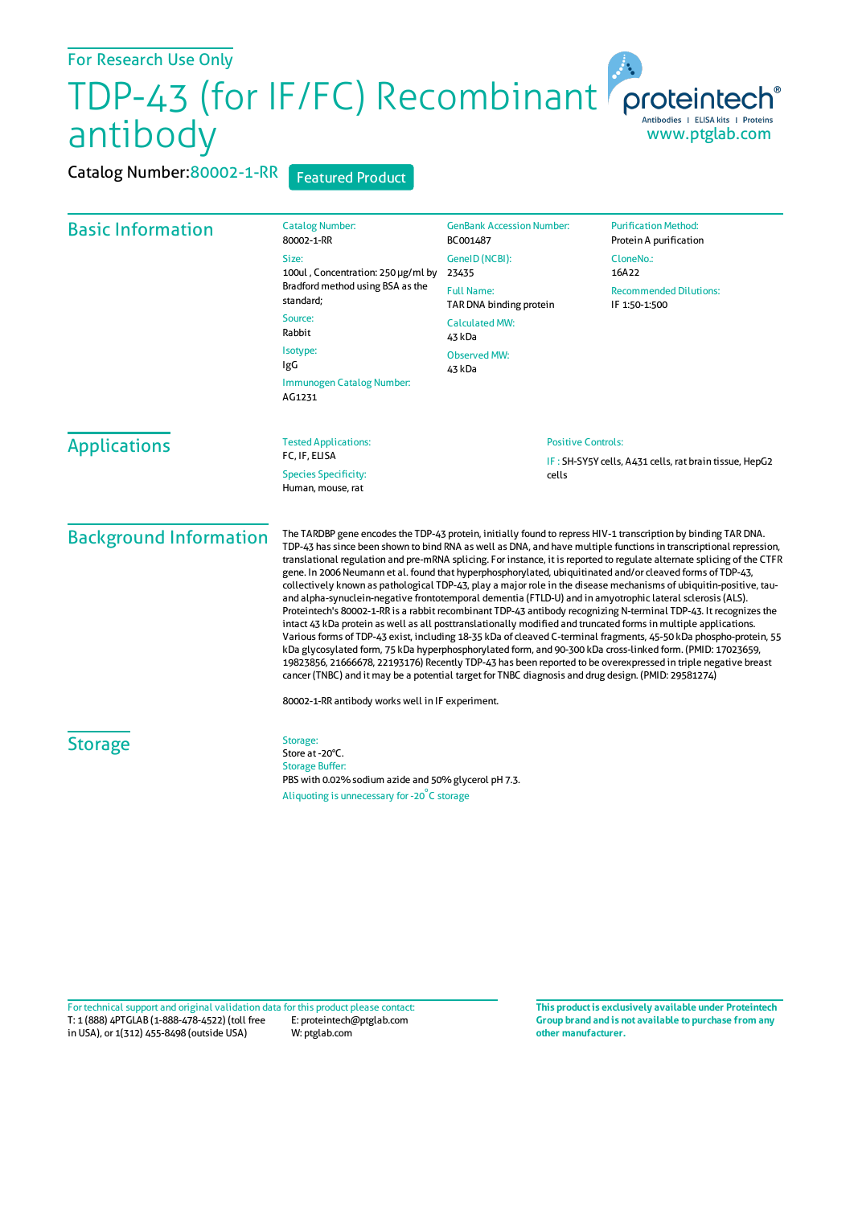For Research Use Only

# TDP-43 (for IF/FC) Recombinant antibody

Catalog Number: 80002-1-RR

Featured Product

proteintech® Antibodies | ELISA kits | Proteins
www.ptglab.com

## Basic Information

Catalog Number:
80002-1-RR

Size:
100ul , Concentration: 250 μg/ml by Bradford method using BSA as the standard;

Source:
Rabbit

Isotype:
IgG

Immunogen Catalog Number:
AG1231

GenBank Accession Number:
BC001487

GeneID (NCBI):
23435

Full Name:
TAR DNA binding protein

Calculated MW:
43 kDa

Observed MW:
43 kDa

Purification Method:
Protein A purification

CloneNo.:
16A22

Recommended Dilutions:
IF 1:50-1:500

## Applications

Tested Applications:
FC, IF, ELISA

Species Specificity:
Human, mouse, rat

Positive Controls:

IF : SH-SY5Y cells, A431 cells, rat brain tissue, HepG2 cells

## Background Information

The TARDBP gene encodes the TDP-43 protein, initially found to repress HIV-1 transcription by binding TAR DNA. TDP-43 has since been shown to bind RNA as well as DNA, and have multiple functions in transcriptional repression, translational regulation and pre-mRNA splicing. For instance, it is reported to regulate alternate splicing of the CTFR gene. In 2006 Neumann et al. found that hyperphosphorylated, ubiquitinated and/or cleaved forms of TDP-43, collectively known as pathological TDP-43, play a major role in the disease mechanisms of ubiquitin-positive, tau- and alpha-synuclein-negative frontotemporal dementia (FTLD-U) and in amyotrophic lateral sclerosis (ALS). Proteintech's 80002-1-RR is a rabbit recombinant TDP-43 antibody recognizing N-terminal TDP-43. It recognizes the intact 43 kDa protein as well as all posttranslationally modified and truncated forms in multiple applications. Various forms of TDP-43 exist, including 18-35 kDa of cleaved C-terminal fragments, 45-50 kDa phospho-protein, 55 kDa glycosylated form, 75 kDa hyperphosphorylated form, and 90-300 kDa cross-linked form. (PMID: 17023659, 19823856, 21666678, 22193176) Recently TDP-43 has been reported to be overexpressed in triple negative breast cancer (TNBC) and it may be a potential target for TNBC diagnosis and drug design. (PMID: 29581274)

80002-1-RR antibody works well in IF experiment.

## Storage

Storage:
Store at -20°C.

Storage Buffer:
PBS with 0.02% sodium azide and 50% glycerol pH 7.3.

Aliquoting is unnecessary for -20°C storage

For technical support and original validation data for this product please contact:
T: 1 (888) 4PTGLAB (1-888-478-4522) (toll free in USA), or 1(312) 455-8498 (outside USA)
E: proteintech@ptglab.com
W: ptglab.com

**This product is exclusively available under Proteintech Group brand and is not available to purchase from any other manufacturer.**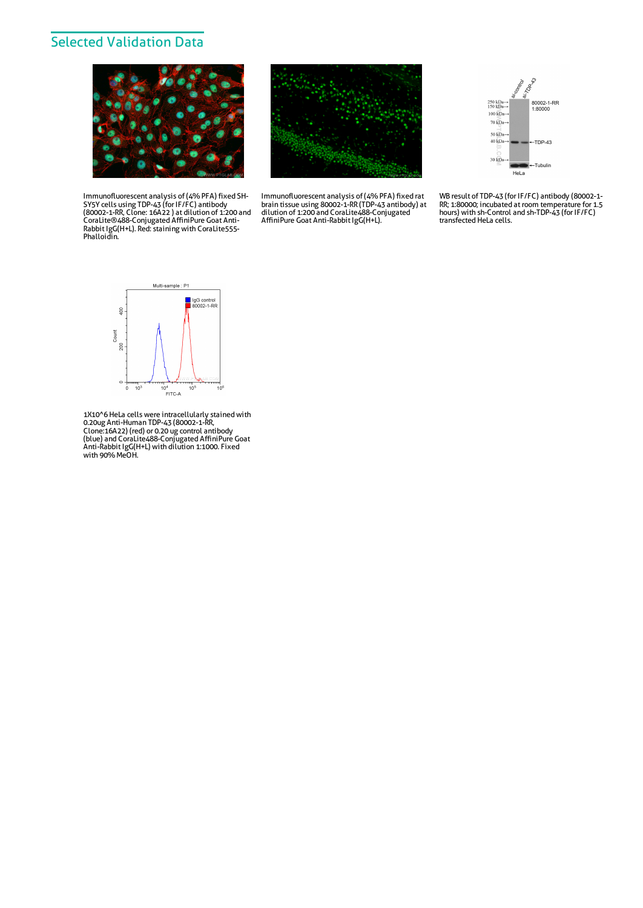## Selected Validation Data

Immunofluorescent analysis of (4% PFA) fixed SH-SY5Y cells using TDP-43 (for IF/FC) antibody (80002-1-RR, Clone: 16A22 ) at dilution of 1:200 and CoraLite®488-Conjugated AffiniPure Goat Anti-Rabbit IgG(H+L). Red: staining with CoraLite555-Phalloidin.

Immunofluorescent analysis of (4% PFA) fixed rat brain tissue using 80002-1-RR (TDP-43 antibody) at dilution of 1:200 and CoraLite488-Conjugated AffiniPure Goat Anti-Rabbit IgG(H+L).

si-control
si-TDP-43
250 kDa→
150 kDa→
100 kDa→
70 kDa→
50 kDa→
40 kDa→
30 kDa→
80002-1-RR
1:80000
←TDP-43
←Tubulin
HeLa

WB result of TDP-43 (for IF/FC) antibody (80002-1-RR; 1:80000; incubated at room temperature for 1.5 hours) with sh-Control and sh-TDP-43 (for IF/FC) transfected HeLa cells.

Multi-sample : P1
IgG control
80002-1-RR
Count
0
200
400
0
$10^3$
$10^4$
$10^5$
$10^6$
FITC-A

1X10^6 HeLa cells were intracellularly stained with 0.20ug Anti-Human TDP-43 (80002-1-RR, Clone:16A22) (red) or 0.20 ug control antibody (blue) and CoraLite488-Conjugated AffiniPure Goat Anti-Rabbit IgG(H+L) with dilution 1:1000. Fixed with 90% MeOH.